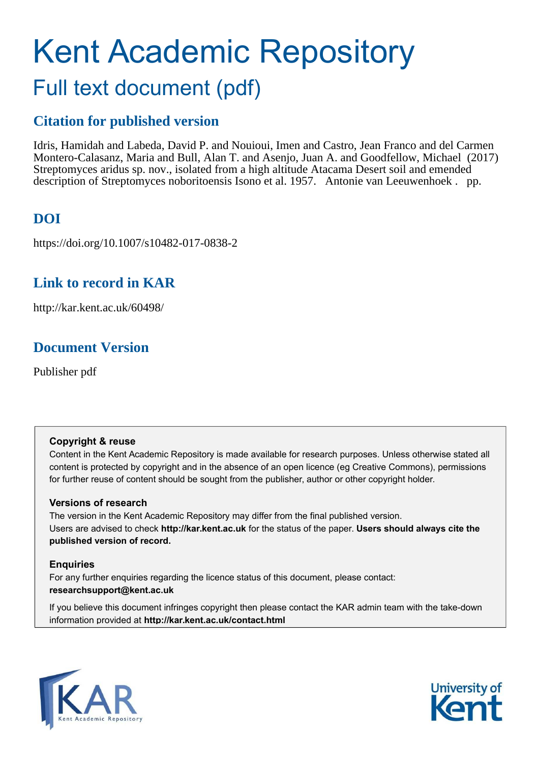# Kent Academic Repository

## Full text document (pdf)

### Citation for published version

Idris, Hamidah and Labeda, David P. and Nouioui, Imen and Castro, Jean Franco and del Carmen Montero-Calasanz, Maria and Bull, Alan T. and Asenjo, Juan A. and Goodfellow, Michael (2017) Streptomyces aridus sp. nov., isolated from a high altitude Atacama Desert soil and emended description of Streptomyces noboritoensis Isono et al. 1957. Antonie van Leeuwenhoek . pp.

### DOI

https://doi.org/10.1007/s10482-017-0838-2

### Link to record in KAR

http://kar.kent.ac.uk/60498/

### Document Version

Publisher pdf

**Copyright & reuse**

Content in the Kent Academic Repository is made available for research purposes. Unless otherwise stated all content is protected by copyright and in the absence of an open licence (eg Creative Commons), permissions for further reuse of content should be sought from the publisher, author or other copyright holder.

**Versions of research**

The version in the Kent Academic Repository may differ from the final published version. Users are advised to check **http://kar.kent.ac.uk** for the status of the paper. **Users should always cite the published version of record.**

**Enquiries**

For any further enquiries regarding the licence status of this document, please contact: **researchsupport@kent.ac.uk**

If you believe this document infringes copyright then please contact the KAR admin team with the take-down information provided at **http://kar.kent.ac.uk/contact.html**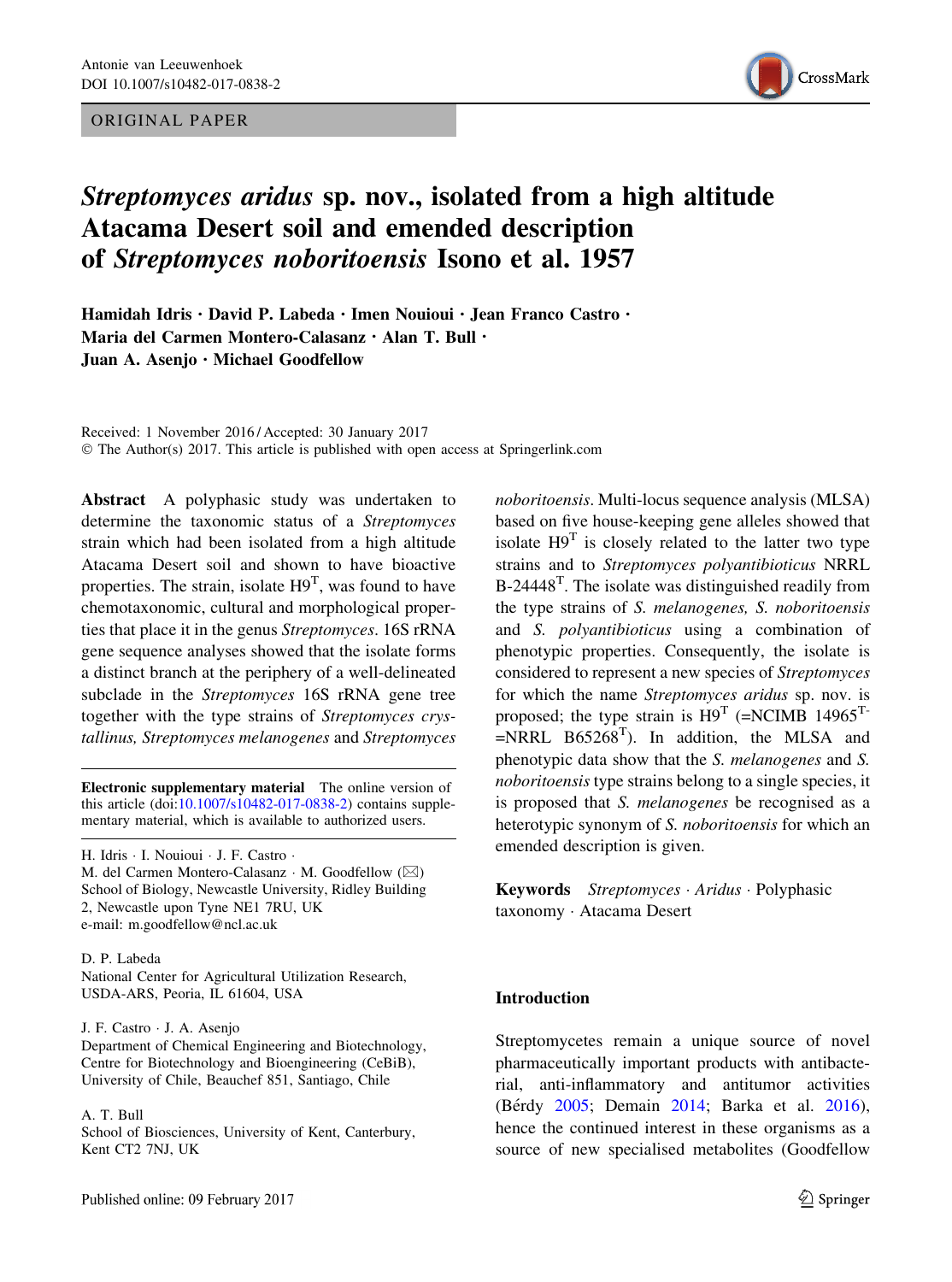ORIGINAL PAPER

# *Streptomyces aridus* sp. nov., isolated from a high altitude Atacama Desert soil and emended description of *Streptomyces noboritoensis* Isono et al. 1957

**Hamidah Idris · David P. Labeda · Imen Nouioui · Jean Franco Castro · Maria del Carmen Montero-Calasanz · Alan T. Bull · Juan A. Asenjo · Michael Goodfellow**

Received: 1 November 2016 / Accepted: 30 January 2017
© The Author(s) 2017. This article is published with open access at Springerlink.com

**Abstract** A polyphasic study was undertaken to determine the taxonomic status of a *Streptomyces* strain which had been isolated from a high altitude Atacama Desert soil and shown to have bioactive properties. The strain, isolate H9$^T$, was found to have chemotaxonomic, cultural and morphological properties that place it in the genus *Streptomyces*. 16S rRNA gene sequence analyses showed that the isolate forms a distinct branch at the periphery of a well-delineated subclade in the *Streptomyces* 16S rRNA gene tree together with the type strains of *Streptomyces crystallinus, Streptomyces melanogenes* and *Streptomyces noboritoensis*. Multi-locus sequence analysis (MLSA) based on five house-keeping gene alleles showed that isolate H9$^T$ is closely related to the latter two type strains and to *Streptomyces polyantibioticus* NRRL B-24448$^T$. The isolate was distinguished readily from the type strains of *S. melanogenes, S. noboritoensis* and *S. polyantibioticus* using a combination of phenotypic properties. Consequently, the isolate is considered to represent a new species of *Streptomyces* for which the name *Streptomyces aridus* sp. nov. is proposed; the type strain is H9$^T$ (=NCIMB 14965$^T$ =NRRL B65268$^T$). In addition, the MLSA and phenotypic data show that the *S. melanogenes* and *S. noboritoensis* type strains belong to a single species, it is proposed that *S. melanogenes* be recognised as a heterotypic synonym of *S. noboritoensis* for which an emended description is given.

**Electronic supplementary material** The online version of this article (doi:10.1007/s10482-017-0838-2) contains supplementary material, which is available to authorized users.

H. Idris · I. Nouioui · J. F. Castro · M. del Carmen Montero-Calasanz · M. Goodfellow (✉)
School of Biology, Newcastle University, Ridley Building 2, Newcastle upon Tyne NE1 7RU, UK
e-mail: m.goodfellow@ncl.ac.uk

D. P. Labeda
National Center for Agricultural Utilization Research, USDA-ARS, Peoria, IL 61604, USA

J. F. Castro · J. A. Asenjo
Department of Chemical Engineering and Biotechnology, Centre for Biotechnology and Bioengineering (CeBiB), University of Chile, Beauchef 851, Santiago, Chile

A. T. Bull
School of Biosciences, University of Kent, Canterbury, Kent CT2 7NJ, UK

**Keywords** *Streptomyces* · *Aridus* · Polyphasic taxonomy · Atacama Desert

## Introduction

Streptomycetes remain a unique source of novel pharmaceutically important products with antibacterial, anti-inflammatory and antitumor activities (Bérdy 2005; Demain 2014; Barka et al. 2016), hence the continued interest in these organisms as a source of new specialised metabolites (Goodfellow

Published online: 09 February 2017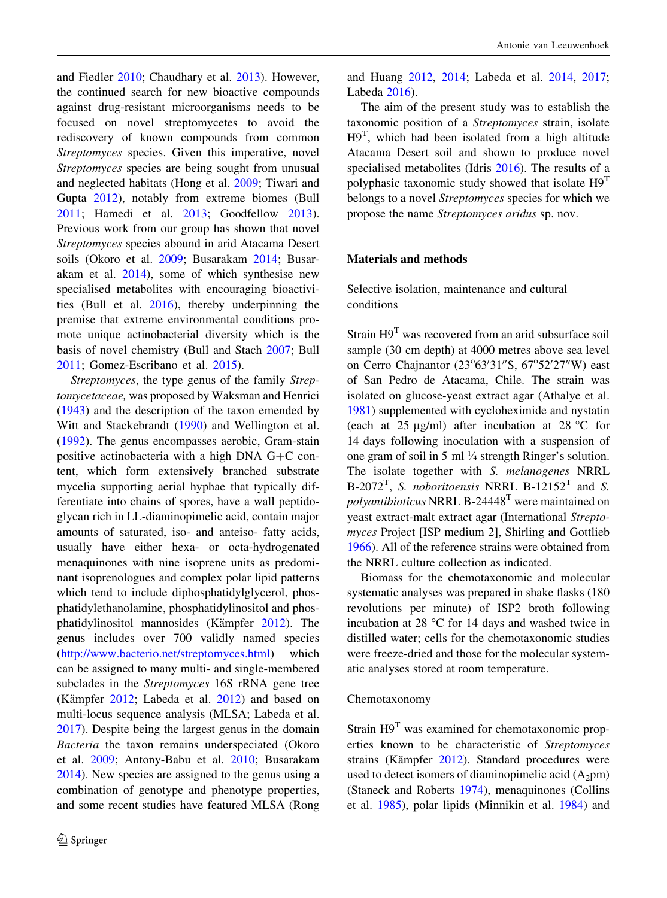and Fiedler 2010; Chaudhary et al. 2013). However, the continued search for new bioactive compounds against drug-resistant microorganisms needs to be focused on novel streptomycetes to avoid the rediscovery of known compounds from common *Streptomyces* species. Given this imperative, novel *Streptomyces* species are being sought from unusual and neglected habitats (Hong et al. 2009; Tiwari and Gupta 2012), notably from extreme biomes (Bull 2011; Hamedi et al. 2013; Goodfellow 2013). Previous work from our group has shown that novel *Streptomyces* species abound in arid Atacama Desert soils (Okoro et al. 2009; Busarakam 2014; Busarakam et al. 2014), some of which synthesise new specialised metabolites with encouraging bioactivities (Bull et al. 2016), thereby underpinning the premise that extreme environmental conditions promote unique actinobacterial diversity which is the basis of novel chemistry (Bull and Stach 2007; Bull 2011; Gomez-Escribano et al. 2015).

*Streptomyces*, the type genus of the family *Streptomycetaceae,* was proposed by Waksman and Henrici (1943) and the description of the taxon emended by Witt and Stackebrandt (1990) and Wellington et al. (1992). The genus encompasses aerobic, Gram-stain positive actinobacteria with a high DNA G+C content, which form extensively branched substrate mycelia supporting aerial hyphae that typically differentiate into chains of spores, have a wall peptidoglycan rich in LL-diaminopimelic acid, contain major amounts of saturated, iso- and anteiso- fatty acids, usually have either hexa- or octa-hydrogenated menaquinones with nine isoprene units as predominant isoprenologues and complex polar lipid patterns which tend to include diphosphatidylglycerol, phosphatidylethanolamine, phosphatidylinositol and phosphatidylinositol mannosides (Kämpfer 2012). The genus includes over 700 validly named species (http://www.bacterio.net/streptomyces.html) which can be assigned to many multi- and single-membered subclades in the *Streptomyces* 16S rRNA gene tree (Kämpfer 2012; Labeda et al. 2012) and based on multi-locus sequence analysis (MLSA; Labeda et al. 2017). Despite being the largest genus in the domain *Bacteria* the taxon remains underspeciated (Okoro et al. 2009; Antony-Babu et al. 2010; Busarakam 2014). New species are assigned to the genus using a combination of genotype and phenotype properties, and some recent studies have featured MLSA (Rong and Huang 2012, 2014; Labeda et al. 2014, 2017; Labeda 2016).

The aim of the present study was to establish the taxonomic position of a *Streptomyces* strain, isolate H9[T], which had been isolated from a high altitude Atacama Desert soil and shown to produce novel specialised metabolites (Idris 2016). The results of a polyphasic taxonomic study showed that isolate H9[T] belongs to a novel *Streptomyces* species for which we propose the name *Streptomyces aridus* sp. nov.

## Materials and methods

### Selective isolation, maintenance and cultural conditions

Strain H9[T] was recovered from an arid subsurface soil sample (30 cm depth) at 4000 metres above sea level on Cerro Chajnantor (23°63′31″S, 67°52′27″W) east of San Pedro de Atacama, Chile. The strain was isolated on glucose-yeast extract agar (Athalye et al. 1981) supplemented with cycloheximide and nystatin (each at 25 µg/ml) after incubation at 28 °C for 14 days following inoculation with a suspension of one gram of soil in 5 ml ¼ strength Ringer's solution. The isolate together with *S. melanogenes* NRRL B-2072[T], *S. noboritoensis* NRRL B-12152[T] and *S. polyantibioticus* NRRL B-24448[T] were maintained on yeast extract-malt extract agar (International *Streptomyces* Project [ISP medium 2], Shirling and Gottlieb 1966). All of the reference strains were obtained from the NRRL culture collection as indicated.

Biomass for the chemotaxonomic and molecular systematic analyses was prepared in shake flasks (180 revolutions per minute) of ISP2 broth following incubation at 28 °C for 14 days and washed twice in distilled water; cells for the chemotaxonomic studies were freeze-dried and those for the molecular systematic analyses stored at room temperature.

### Chemotaxonomy

Strain H9[T] was examined for chemotaxonomic properties known to be characteristic of *Streptomyces* strains (Kämpfer 2012). Standard procedures were used to detect isomers of diaminopimelic acid ($A_2$pm) (Staneck and Roberts 1974), menaquinones (Collins et al. 1985), polar lipids (Minnikin et al. 1984) and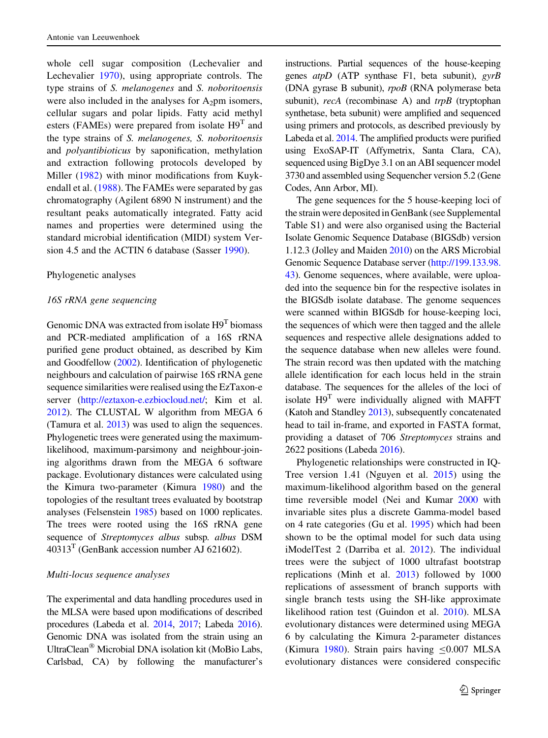whole cell sugar composition (Lechevalier and Lechevalier 1970), using appropriate controls. The type strains of *S. melanogenes* and *S. noboritoensis* were also included in the analyses for $A_2$pm isomers, cellular sugars and polar lipids. Fatty acid methyl esters (FAMEs) were prepared from isolate H9$^T$ and the type strains of *S. melanogenes, S. noboritoensis* and *polyantibioticus* by saponification, methylation and extraction following protocols developed by Miller (1982) with minor modifications from Kuykendall et al. (1988). The FAMEs were separated by gas chromatography (Agilent 6890 N instrument) and the resultant peaks automatically integrated. Fatty acid names and properties were determined using the standard microbial identification (MIDI) system Version 4.5 and the ACTIN 6 database (Sasser 1990).

## Phylogenetic analyses

### *16S rRNA gene sequencing*

Genomic DNA was extracted from isolate H9$^T$ biomass and PCR-mediated amplification of a 16S rRNA purified gene product obtained, as described by Kim and Goodfellow (2002). Identification of phylogenetic neighbours and calculation of pairwise 16S rRNA gene sequence similarities were realised using the EzTaxon-e server (http://eztaxon-e.ezbiocloud.net/; Kim et al. 2012). The CLUSTAL W algorithm from MEGA 6 (Tamura et al. 2013) was used to align the sequences. Phylogenetic trees were generated using the maximum-likelihood, maximum-parsimony and neighbour-joining algorithms drawn from the MEGA 6 software package. Evolutionary distances were calculated using the Kimura two-parameter (Kimura 1980) and the topologies of the resultant trees evaluated by bootstrap analyses (Felsenstein 1985) based on 1000 replicates. The trees were rooted using the 16S rRNA gene sequence of *Streptomyces albus* subsp. *albus* DSM 40313$^T$ (GenBank accession number AJ 621602).

### *Multi-locus sequence analyses*

The experimental and data handling procedures used in the MLSA were based upon modifications of described procedures (Labeda et al. 2014, 2017; Labeda 2016). Genomic DNA was isolated from the strain using an UltraClean® Microbial DNA isolation kit (MoBio Labs, Carlsbad, CA) by following the manufacturer's instructions. Partial sequences of the house-keeping genes *atpD* (ATP synthase F1, beta subunit), *gyrB* (DNA gyrase B subunit), *rpoB* (RNA polymerase beta subunit), *recA* (recombinase A) and *trpB* (tryptophan synthetase, beta subunit) were amplified and sequenced using primers and protocols, as described previously by Labeda et al. 2014. The amplified products were purified using ExoSAP-IT (Affymetrix, Santa Clara, CA), sequenced using BigDye 3.1 on an ABI sequencer model 3730 and assembled using Sequencher version 5.2 (Gene Codes, Ann Arbor, MI).

The gene sequences for the 5 house-keeping loci of the strain were deposited in GenBank (see Supplemental Table S1) and were also organised using the Bacterial Isolate Genomic Sequence Database (BIGSdb) version 1.12.3 (Jolley and Maiden 2010) on the ARS Microbial Genomic Sequence Database server (http://199.133.98.43). Genome sequences, where available, were uploaded into the sequence bin for the respective isolates in the BIGSdb isolate database. The genome sequences were scanned within BIGSdb for house-keeping loci, the sequences of which were then tagged and the allele sequences and respective allele designations added to the sequence database when new alleles were found. The strain record was then updated with the matching allele identification for each locus held in the strain database. The sequences for the alleles of the loci of isolate H9$^T$ were individually aligned with MAFFT (Katoh and Standley 2013), subsequently concatenated head to tail in-frame, and exported in FASTA format, providing a dataset of 706 *Streptomyces* strains and 2622 positions (Labeda 2016).

Phylogenetic relationships were constructed in IQ-Tree version 1.41 (Nguyen et al. 2015) using the maximum-likelihood algorithm based on the general time reversible model (Nei and Kumar 2000) with invariable sites plus a discrete Gamma-model based on 4 rate categories (Gu et al. 1995) which had been shown to be the optimal model for such data using iModelTest 2 (Darriba et al. 2012). The individual trees were the subject of 1000 ultrafast bootstrap replications (Minh et al. 2013) followed by 1000 replications of assessment of branch supports with single branch tests using the SH-like approximate likelihood ration test (Guindon et al. 2010). MLSA evolutionary distances were determined using MEGA 6 by calculating the Kimura 2-parameter distances (Kimura 1980). Strain pairs having $\leq 0.007$ MLSA evolutionary distances were considered conspecific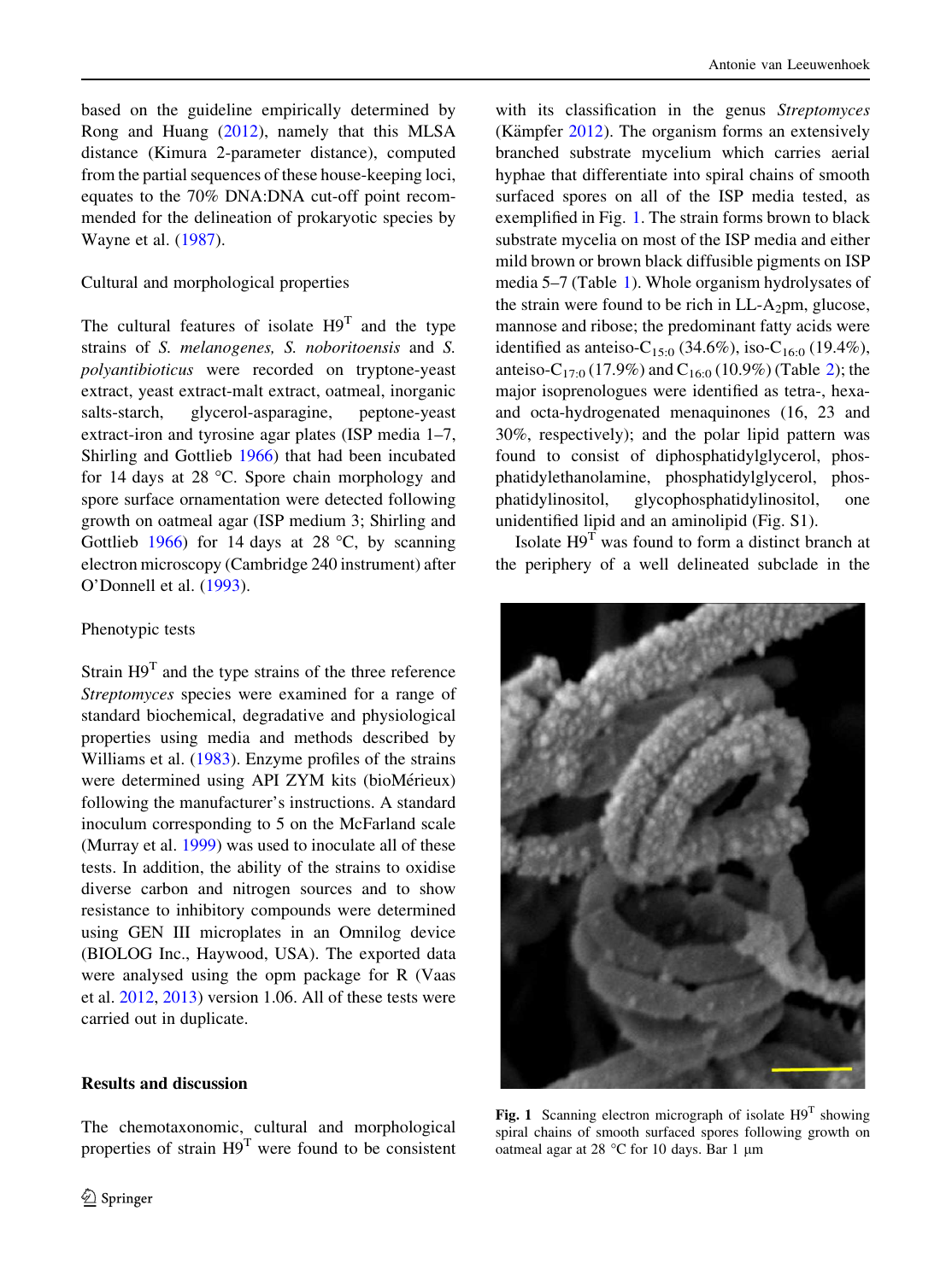based on the guideline empirically determined by Rong and Huang (2012), namely that this MLSA distance (Kimura 2-parameter distance), computed from the partial sequences of these house-keeping loci, equates to the 70% DNA:DNA cut-off point recommended for the delineation of prokaryotic species by Wayne et al. (1987).

### Cultural and morphological properties

The cultural features of isolate H9[T] and the type strains of *S. melanogenes, S. noboritoensis* and *S. polyantibioticus* were recorded on tryptone-yeast extract, yeast extract-malt extract, oatmeal, inorganic salts-starch, glycerol-asparagine, peptone-yeast extract-iron and tyrosine agar plates (ISP media 1–7, Shirling and Gottlieb 1966) that had been incubated for 14 days at 28 °C. Spore chain morphology and spore surface ornamentation were detected following growth on oatmeal agar (ISP medium 3; Shirling and Gottlieb 1966) for 14 days at 28 °C, by scanning electron microscopy (Cambridge 240 instrument) after O'Donnell et al. (1993).

### Phenotypic tests

Strain H9[T] and the type strains of the three reference *Streptomyces* species were examined for a range of standard biochemical, degradative and physiological properties using media and methods described by Williams et al. (1983). Enzyme profiles of the strains were determined using API ZYM kits (bioMérieux) following the manufacturer's instructions. A standard inoculum corresponding to 5 on the McFarland scale (Murray et al. 1999) was used to inoculate all of these tests. In addition, the ability of the strains to oxidise diverse carbon and nitrogen sources and to show resistance to inhibitory compounds were determined using GEN III microplates in an Omnilog device (BIOLOG Inc., Haywood, USA). The exported data were analysed using the opm package for R (Vaas et al. 2012, 2013) version 1.06. All of these tests were carried out in duplicate.

## Results and discussion

The chemotaxonomic, cultural and morphological properties of strain H9[T] were found to be consistent with its classification in the genus *Streptomyces* (Kämpfer 2012). The organism forms an extensively branched substrate mycelium which carries aerial hyphae that differentiate into spiral chains of smooth surfaced spores on all of the ISP media tested, as exemplified in Fig. 1. The strain forms brown to black substrate mycelia on most of the ISP media and either mild brown or brown black diffusible pigments on ISP media 5–7 (Table 1). Whole organism hydrolysates of the strain were found to be rich in LL-$A_2$pm, glucose, mannose and ribose; the predominant fatty acids were identified as anteiso-$C_{15:0}$ (34.6%), iso-$C_{16:0}$ (19.4%), anteiso-$C_{17:0}$ (17.9%) and $C_{16:0}$ (10.9%) (Table 2); the major isoprenologues were identified as tetra-, hexa- and octa-hydrogenated menaquinones (16, 23 and 30%, respectively); and the polar lipid pattern was found to consist of diphosphatidylglycerol, phosphatidylethanolamine, phosphatidylglycerol, phosphatidylinositol, glycophosphatidylinositol, one unidentified lipid and an aminolipid (Fig. S1).

Isolate H9[T] was found to form a distinct branch at the periphery of a well delineated subclade in the

**Fig. 1** Scanning electron micrograph of isolate H9[T] showing spiral chains of smooth surfaced spores following growth on oatmeal agar at 28 °C for 10 days. Bar 1 µm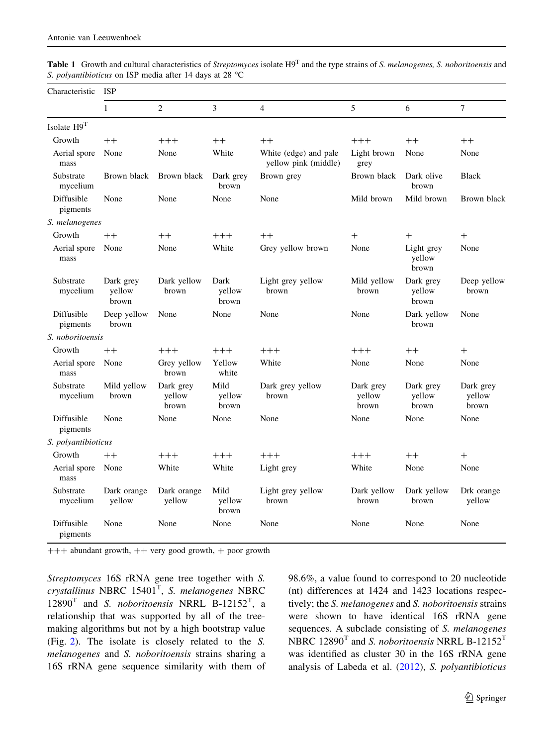**Table 1** Growth and cultural characteristics of *Streptomyces* isolate H9$^T$ and the type strains of *S. melanogenes, S. noboritoensis* and *S. polyantibioticus* on ISP media after 14 days at 28 °C

| Characteristic | ISP | | | | | | |
|---|---|---|---|---|---|---|---|
| | 1 | 2 | 3 | 4 | 5 | 6 | 7 |
| Isolate H9$^T$ | | | | | | | |
| Growth | ++ | +++ | ++ | ++ | +++ | ++ | ++ |
| Aerial spore mass | None | None | White | White (edge) and pale yellow pink (middle) | Light brown grey | None | None |
| Substrate mycelium | Brown black | Brown black | Dark grey brown | Brown grey | Brown black | Dark olive brown | Black |
| Diffusible pigments | None | None | None | None | Mild brown | Mild brown | Brown black |
| *S. melanogenes* | | | | | | | |
| Growth | ++ | ++ | +++ | ++ | + | + | + |
| Aerial spore mass | None | None | White | Grey yellow brown | None | Light grey yellow brown | None |
| Substrate mycelium | Dark grey yellow brown | Dark yellow brown | Dark yellow brown | Light grey yellow brown | Mild yellow brown | Dark grey yellow brown | Deep yellow brown |
| Diffusible pigments | Deep yellow brown | None | None | None | None | Dark yellow brown | None |
| *S. noboritoensis* | | | | | | | |
| Growth | ++ | +++ | +++ | +++ | +++ | ++ | + |
| Aerial spore mass | None | Grey yellow brown | Yellow white | White | None | None | None |
| Substrate mycelium | Mild yellow brown | Dark grey yellow brown | Mild yellow brown | Dark grey yellow brown | Dark grey yellow brown | Dark grey yellow brown | Dark grey yellow brown |
| Diffusible pigments | None | None | None | None | None | None | None |
| *S. polyantibioticus* | | | | | | | |
| Growth | ++ | +++ | +++ | +++ | +++ | ++ | + |
| Aerial spore mass | None | White | White | Light grey | White | None | None |
| Substrate mycelium | Dark orange yellow | Dark orange yellow | Mild yellow brown | Light grey yellow brown | Dark yellow brown | Dark yellow brown | Drk orange yellow |
| Diffusible pigments | None | None | None | None | None | None | None |

+++ abundant growth, ++ very good growth, + poor growth

*Streptomyces* 16S rRNA gene tree together with *S. crystallinus* NBRC 15401$^T$, *S. melanogenes* NBRC 12890$^T$ and *S. noboritoensis* NRRL B-12152$^T$, a relationship that was supported by all of the tree-making algorithms but not by a high bootstrap value (Fig. 2). The isolate is closely related to the *S. melanogenes* and *S. noboritoensis* strains sharing a 16S rRNA gene sequence similarity with them of 98.6%, a value found to correspond to 20 nucleotide (nt) differences at 1424 and 1423 locations respectively; the *S. melanogenes* and *S. noboritoensis* strains were shown to have identical 16S rRNA gene sequences. A subclade consisting of *S. melanogenes* NBRC 12890$^T$ and *S. noboritoensis* NRRL B-12152$^T$ was identified as cluster 30 in the 16S rRNA gene analysis of Labeda et al. (2012), *S. polyantibioticus*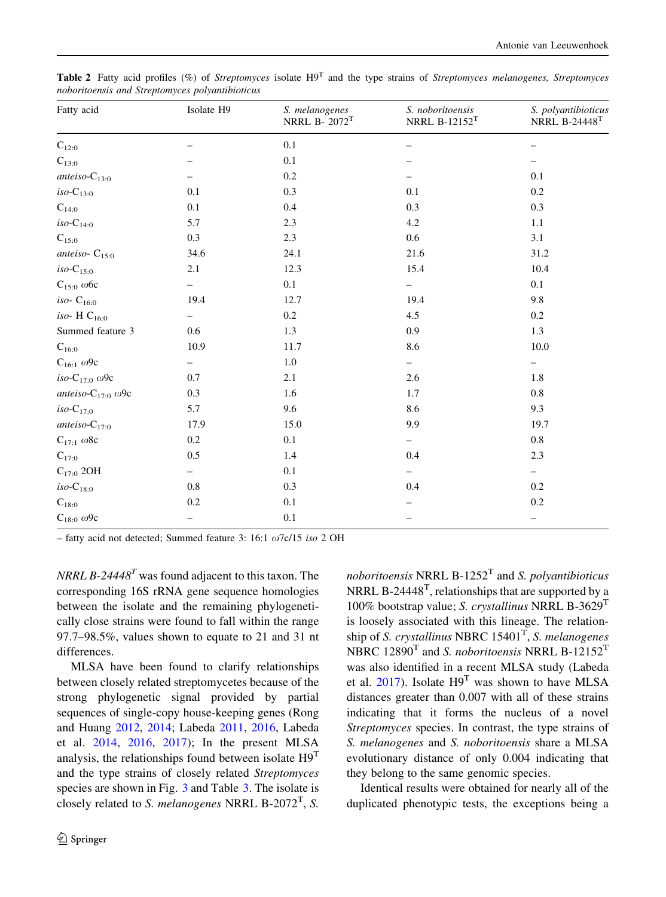**Table 2** Fatty acid profiles (%) of *Streptomyces* isolate H9$^T$ and the type strains of *Streptomyces melanogenes, Streptomyces noboritoensis and Streptomyces polyantibioticus*

| Fatty acid | Isolate H9 | *S. melanogenes* NRRL B- 2072$^T$ | *S. noboritoensis* NRRL B-12152$^T$ | *S. polyantibioticus* NRRL B-24448$^T$ |
|---|---|---|---|---|
| $C_{12:0}$ | – | 0.1 | – | – |
| $C_{13:0}$ | – | 0.1 | – | – |
| *anteiso*-$C_{13:0}$ | – | 0.2 | – | 0.1 |
| *iso*-$C_{13:0}$ | 0.1 | 0.3 | 0.1 | 0.2 |
| $C_{14:0}$ | 0.1 | 0.4 | 0.3 | 0.3 |
| *iso*-$C_{14:0}$ | 5.7 | 2.3 | 4.2 | 1.1 |
| $C_{15:0}$ | 0.3 | 2.3 | 0.6 | 3.1 |
| *anteiso*- $C_{15:0}$ | 34.6 | 24.1 | 21.6 | 31.2 |
| *iso*-$C_{15:0}$ | 2.1 | 12.3 | 15.4 | 10.4 |
| $C_{15:0}$ $\omega$6c | – | 0.1 | – | 0.1 |
| *iso*- $C_{16:0}$ | 19.4 | 12.7 | 19.4 | 9.8 |
| *iso*- H $C_{16:0}$ | – | 0.2 | 4.5 | 0.2 |
| Summed feature 3 | 0.6 | 1.3 | 0.9 | 1.3 |
| $C_{16:0}$ | 10.9 | 11.7 | 8.6 | 10.0 |
| $C_{16:1}$ $\omega$9c | – | 1.0 | – | – |
| *iso*-$C_{17:0}$ $\omega$9c | 0.7 | 2.1 | 2.6 | 1.8 |
| *anteiso*-$C_{17:0}$ $\omega$9c | 0.3 | 1.6 | 1.7 | 0.8 |
| *iso*-$C_{17:0}$ | 5.7 | 9.6 | 8.6 | 9.3 |
| *anteiso*-$C_{17:0}$ | 17.9 | 15.0 | 9.9 | 19.7 |
| $C_{17:1}$ $\omega$8c | 0.2 | 0.1 | – | 0.8 |
| $C_{17:0}$ | 0.5 | 1.4 | 0.4 | 2.3 |
| $C_{17:0}$ 2OH | – | 0.1 | – | – |
| *iso*-$C_{18:0}$ | 0.8 | 0.3 | 0.4 | 0.2 |
| $C_{18:0}$ | 0.2 | 0.1 | – | 0.2 |
| $C_{18:0}$ $\omega$9c | – | 0.1 | – | – |

– fatty acid not detected; Summed feature 3: 16:1 $\omega$7c/15 *iso* 2 OH

*NRRL B-24448*$^T$ was found adjacent to this taxon. The corresponding 16S rRNA gene sequence homologies between the isolate and the remaining phylogenetically close strains were found to fall within the range 97.7–98.5%, values shown to equate to 21 and 31 nt differences.

MLSA have been found to clarify relationships between closely related streptomycetes because of the strong phylogenetic signal provided by partial sequences of single-copy house-keeping genes (Rong and Huang 2012, 2014; Labeda 2011, 2016, Labeda et al. 2014, 2016, 2017); In the present MLSA analysis, the relationships found between isolate H9$^T$ and the type strains of closely related *Streptomyces* species are shown in Fig. 3 and Table 3. The isolate is closely related to *S. melanogenes* NRRL B-2072$^T$, *S. noboritoensis* NRRL B-1252$^T$ and *S. polyantibioticus* NRRL B-24448$^T$, relationships that are supported by a 100% bootstrap value; *S. crystallinus* NRRL B-3629$^T$ is loosely associated with this lineage. The relationship of *S. crystallinus* NBRC 15401$^T$, *S. melanogenes* NBRC 12890$^T$ and *S. noboritoensis* NRRL B-12152$^T$ was also identified in a recent MLSA study (Labeda et al. 2017). Isolate H9$^T$ was shown to have MLSA distances greater than 0.007 with all of these strains indicating that it forms the nucleus of a novel *Streptomyces* species. In contrast, the type strains of *S. melanogenes* and *S. noboritoensis* share a MLSA evolutionary distance of only 0.004 indicating that they belong to the same genomic species.

Identical results were obtained for nearly all of the duplicated phenotypic tests, the exceptions being a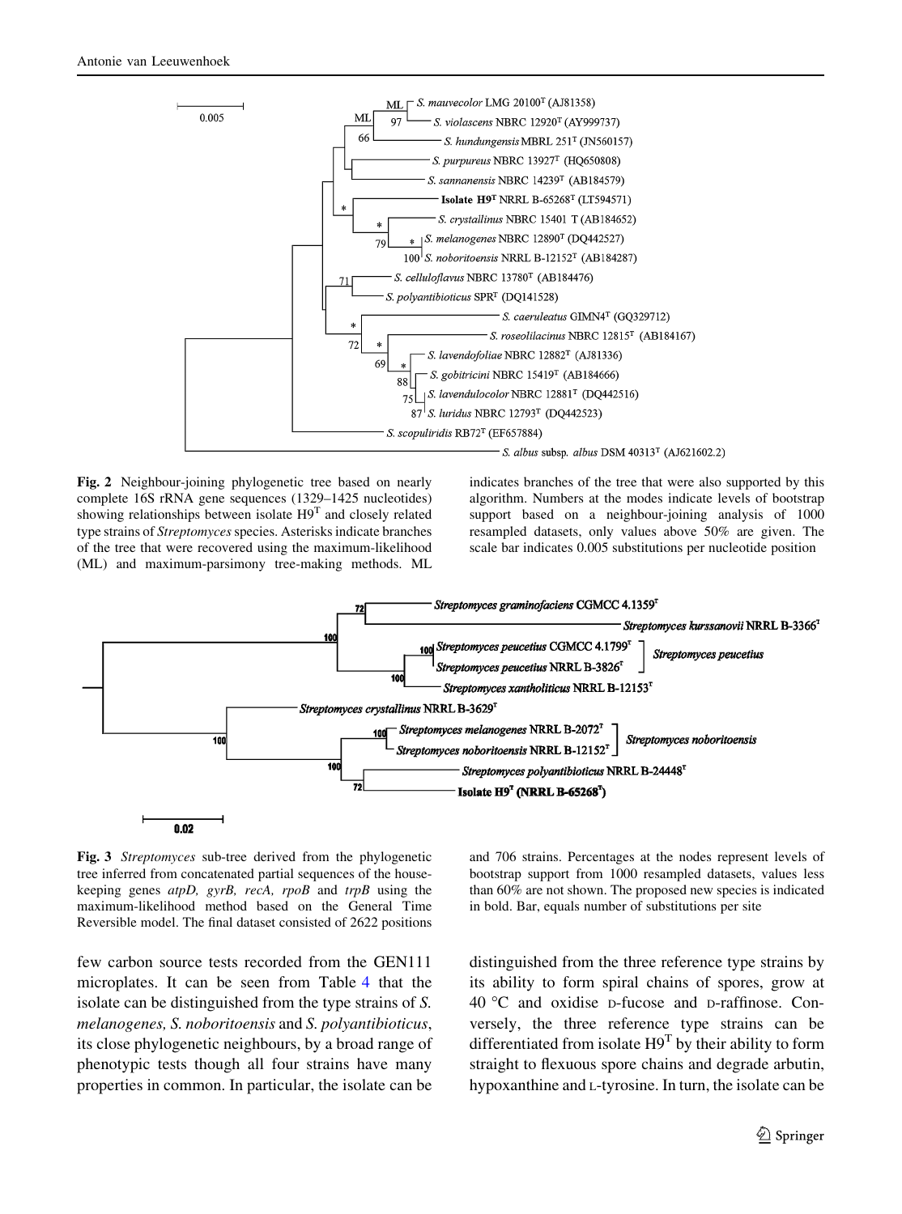**Fig. 2** Neighbour-joining phylogenetic tree based on nearly complete 16S rRNA gene sequences (1329–1425 nucleotides) showing relationships between isolate H9$^{T}$ and closely related type strains of *Streptomyces* species. Asterisks indicate branches of the tree that were recovered using the maximum-likelihood (ML) and maximum-parsimony tree-making methods. ML indicates branches of the tree that were also supported by this algorithm. Numbers at the modes indicate levels of bootstrap support based on a neighbour-joining analysis of 1000 resampled datasets, only values above 50% are given. The scale bar indicates 0.005 substitutions per nucleotide position

**Fig. 3** *Streptomyces* sub-tree derived from the phylogenetic tree inferred from concatenated partial sequences of the house-keeping genes *atpD, gyrB, recA, rpoB* and *trpB* using the maximum-likelihood method based on the General Time Reversible model. The final dataset consisted of 2622 positions and 706 strains. Percentages at the nodes represent levels of bootstrap support from 1000 resampled datasets, values less than 60% are not shown. The proposed new species is indicated in bold. Bar, equals number of substitutions per site

few carbon source tests recorded from the GEN111 microplates. It can be seen from Table 4 that the isolate can be distinguished from the type strains of *S. melanogenes, S. noboritoensis* and *S. polyantibioticus*, its close phylogenetic neighbours, by a broad range of phenotypic tests though all four strains have many properties in common. In particular, the isolate can be distinguished from the three reference type strains by its ability to form spiral chains of spores, grow at 40 °C and oxidise D-fucose and D-raffinose. Conversely, the three reference type strains can be differentiated from isolate H9$^{T}$ by their ability to form straight to flexuous spore chains and degrade arbutin, hypoxanthine and L-tyrosine. In turn, the isolate can be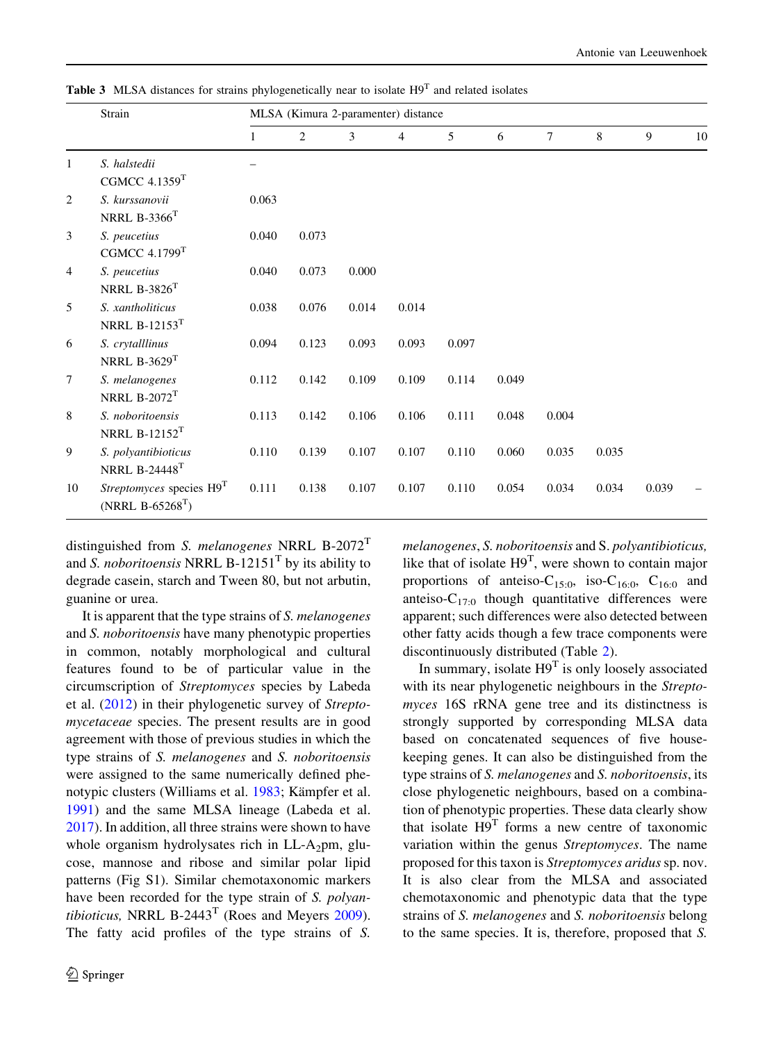**Table 3** MLSA distances for strains phylogenetically near to isolate H9$^T$ and related isolates

| | Strain | MLSA (Kimura 2-paramenter) distance | | | | | | | | | |
|---|---|---|---|---|---|---|---|---|---|---|---|
| | | 1 | 2 | 3 | 4 | 5 | 6 | 7 | 8 | 9 | 10 |
| 1 | *S. halstedii* CGMCC 4.1359$^T$ | – | | | | | | | | | |
| 2 | *S. kurssanovii* NRRL B-3366$^T$ | 0.063 | | | | | | | | | |
| 3 | *S. peucetius* CGMCC 4.1799$^T$ | 0.040 | 0.073 | | | | | | | | |
| 4 | *S. peucetius* NRRL B-3826$^T$ | 0.040 | 0.073 | 0.000 | | | | | | | |
| 5 | *S. xantholiticus* NRRL B-12153$^T$ | 0.038 | 0.076 | 0.014 | 0.014 | | | | | | |
| 6 | *S. crytalllinus* NRRL B-3629$^T$ | 0.094 | 0.123 | 0.093 | 0.093 | 0.097 | | | | | |
| 7 | *S. melanogenes* NRRL B-2072$^T$ | 0.112 | 0.142 | 0.109 | 0.109 | 0.114 | 0.049 | | | | |
| 8 | *S. noboritoensis* NRRL B-12152$^T$ | 0.113 | 0.142 | 0.106 | 0.106 | 0.111 | 0.048 | 0.004 | | | |
| 9 | *S. polyantibioticus* NRRL B-24448$^T$ | 0.110 | 0.139 | 0.107 | 0.107 | 0.110 | 0.060 | 0.035 | 0.035 | | |
| 10 | *Streptomyces* species H9$^T$ (NRRL B-65268$^T$) | 0.111 | 0.138 | 0.107 | 0.107 | 0.110 | 0.054 | 0.034 | 0.034 | 0.039 | – |

distinguished from *S. melanogenes* NRRL B-2072$^T$ and *S. noboritoensis* NRRL B-12151$^T$ by its ability to degrade casein, starch and Tween 80, but not arbutin, guanine or urea.

It is apparent that the type strains of *S. melanogenes* and *S. noboritoensis* have many phenotypic properties in common, notably morphological and cultural features found to be of particular value in the circumscription of *Streptomyces* species by Labeda et al. (2012) in their phylogenetic survey of *Streptomycetaceae* species. The present results are in good agreement with those of previous studies in which the type strains of *S. melanogenes* and *S. noboritoensis* were assigned to the same numerically defined phenotypic clusters (Williams et al. 1983; Kämpfer et al. 1991) and the same MLSA lineage (Labeda et al. 2017). In addition, all three strains were shown to have whole organism hydrolysates rich in LL-$A_2$pm, glucose, mannose and ribose and similar polar lipid patterns (Fig S1). Similar chemotaxonomic markers have been recorded for the type strain of *S. polyantibioticus,* NRRL B-2443$^T$ (Roes and Meyers 2009). The fatty acid profiles of the type strains of *S. melanogenes*, *S. noboritoensis* and S. *polyantibioticus,* like that of isolate H9$^T$, were shown to contain major proportions of anteiso-$C_{15:0}$, iso-$C_{16:0}$, $C_{16:0}$ and anteiso-$C_{17:0}$ though quantitative differences were apparent; such differences were also detected between other fatty acids though a few trace components were discontinuously distributed (Table 2).

In summary, isolate H9$^T$ is only loosely associated with its near phylogenetic neighbours in the *Streptomyces* 16S rRNA gene tree and its distinctness is strongly supported by corresponding MLSA data based on concatenated sequences of five house-keeping genes. It can also be distinguished from the type strains of *S. melanogenes* and *S. noboritoensis*, its close phylogenetic neighbours, based on a combination of phenotypic properties. These data clearly show that isolate H9$^T$ forms a new centre of taxonomic variation within the genus *Streptomyces*. The name proposed for this taxon is *Streptomyces aridus* sp. nov. It is also clear from the MLSA and associated chemotaxonomic and phenotypic data that the type strains of *S. melanogenes* and *S. noboritoensis* belong to the same species. It is, therefore, proposed that *S.*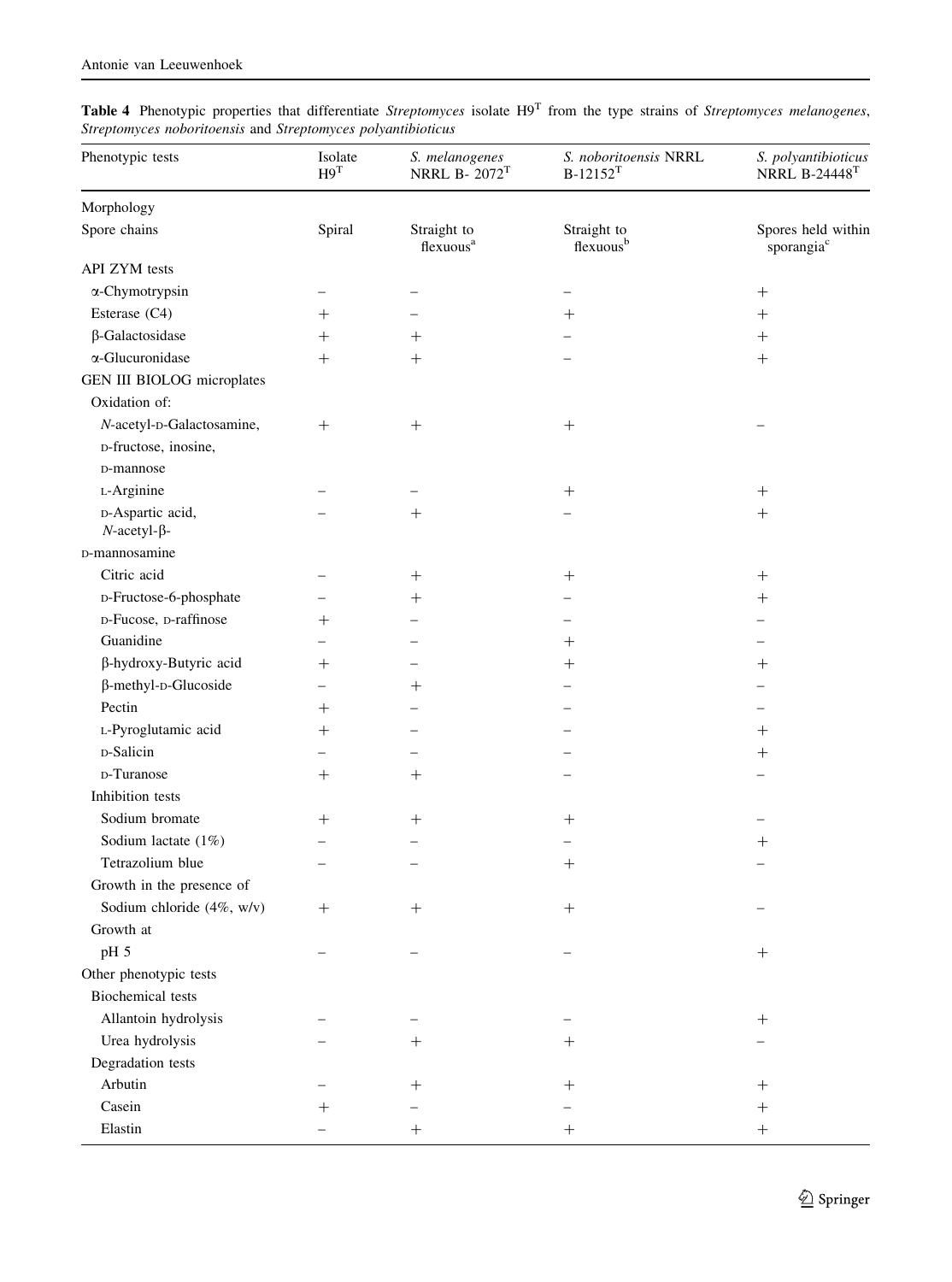**Table 4** Phenotypic properties that differentiate *Streptomyces* isolate H9[T] from the type strains of *Streptomyces melanogenes*, *Streptomyces noboritoensis* and *Streptomyces polyantibioticus*

| Phenotypic tests | Isolate H9[T] | *S. melanogenes* NRRL B- 2072[T] | *S. noboritoensis* NRRL B-12152[T] | *S. polyantibioticus* NRRL B-24448[T] |
|---|---|---|---|---|
| Morphology | | | | |
| Spore chains | Spiral | Straight to flexuous[a] | Straight to flexuous[b] | Spores held within sporangia[c] |
| API ZYM tests | | | | |
| α-Chymotrypsin | − | − | − | + |
| Esterase (C4) | + | − | + | + |
| β-Galactosidase | + | + | − | + |
| α-Glucuronidase | + | + | − | + |
| GEN III BIOLOG microplates | | | | |
| Oxidation of: | | | | |
| *N*-acetyl-D-Galactosamine, D-fructose, inosine, D-mannose | + | + | + | − |
| L-Arginine | − | − | + | + |
| D-Aspartic acid, *N*-acetyl-β-D-mannosamine | − | + | − | + |
| Citric acid | − | + | + | + |
| D-Fructose-6-phosphate | − | + | − | + |
| D-Fucose, D-raffinose | + | − | − | − |
| Guanidine | − | − | + | − |
| β-hydroxy-Butyric acid | + | − | + | + |
| β-methyl-D-Glucoside | − | + | − | − |
| Pectin | + | − | − | − |
| L-Pyroglutamic acid | + | − | − | + |
| D-Salicin | − | − | − | + |
| D-Turanose | + | + | − | − |
| Inhibition tests | | | | |
| Sodium bromate | + | + | + | − |
| Sodium lactate (1%) | − | − | − | + |
| Tetrazolium blue | − | − | + | − |
| Growth in the presence of | | | | |
| Sodium chloride (4%, w/v) | + | + | + | − |
| Growth at | | | | |
| pH 5 | − | − | − | + |
| Other phenotypic tests | | | | |
| Biochemical tests | | | | |
| Allantoin hydrolysis | − | − | − | + |
| Urea hydrolysis | − | + | + | − |
| Degradation tests | | | | |
| Arbutin | − | + | + | + |
| Casein | + | − | − | + |
| Elastin | − | + | + | + |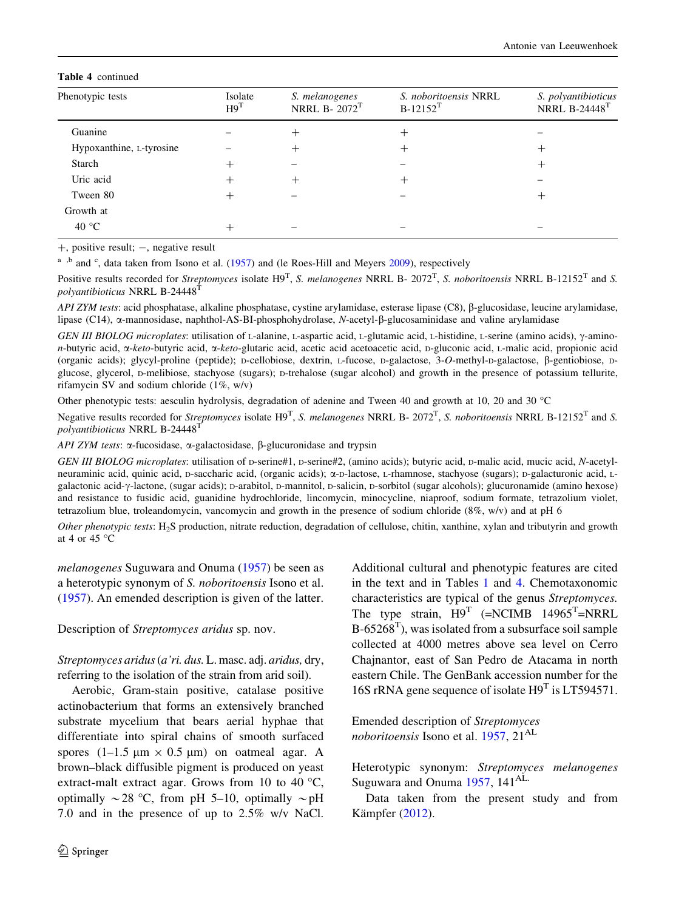**Table 4** continued

| Phenotypic tests | Isolate H9[T] | *S. melanogenes* NRRL B- 2072[T] | *S. noboritoensis* NRRL B-12152[T] | *S. polyantibioticus* NRRL B-24448[T] |
|---|---|---|---|---|
| Guanine | − | + | + | − |
| Hypoxanthine, L-tyrosine | − | + | + | + |
| Starch | + | − | − | + |
| Uric acid | + | + | + | − |
| Tween 80 | + | − | − | + |
| Growth at | | | | |
| 40 °C | + | − | − | − |

+, positive result; −, negative result

[a] ,[b] and [c], data taken from Isono et al. (1957) and (le Roes-Hill and Meyers 2009), respectively

Positive results recorded for *Streptomyces* isolate H9[T], *S. melanogenes* NRRL B- 2072[T], *S. noboritoensis* NRRL B-12152[T] and *S. polyantibioticus* NRRL B-24448[T]

*API ZYM tests*: acid phosphatase, alkaline phosphatase, cystine arylamidase, esterase lipase (C8), β-glucosidase, leucine arylamidase, lipase (C14), α-mannosidase, naphthol-AS-BI-phosphohydrolase, *N*-acetyl-β-glucosaminidase and valine arylamidase

*GEN III BIOLOG microplates*: utilisation of L-alanine, L-aspartic acid, L-glutamic acid, L-histidine, L-serine (amino acids), γ-amino-*n*-butyric acid, α-*keto*-butyric acid, α-*keto*-glutaric acid, acetic acid acetoacetic acid, D-gluconic acid, L-malic acid, propionic acid (organic acids); glycyl-proline (peptide); D-cellobiose, dextrin, L-fucose, D-galactose, 3-*O*-methyl-D-galactose, β-gentiobiose, D-glucose, glycerol, D-melibiose, stachyose (sugars); D-trehalose (sugar alcohol) and growth in the presence of potassium tellurite, rifamycin SV and sodium chloride (1%, w/v)

Other phenotypic tests: aesculin hydrolysis, degradation of adenine and Tween 40 and growth at 10, 20 and 30 °C

Negative results recorded for *Streptomyces* isolate H9[T], *S. melanogenes* NRRL B- 2072[T], *S. noboritoensis* NRRL B-12152[T] and *S. polyantibioticus* NRRL B-24448[T]

*API ZYM tests*: α-fucosidase, α-galactosidase, β-glucuronidase and trypsin

*GEN III BIOLOG microplates*: utilisation of D-serine#1, D-serine#2, (amino acids); butyric acid, D-malic acid, mucic acid, *N*-acetyl-neuraminic acid, quinic acid, D-saccharic acid, (organic acids); α-D-lactose, L-rhamnose, stachyose (sugars); D-galacturonic acid, L-galactonic acid-γ-lactone, (sugar acids); D-arabitol, D-mannitol, D-salicin, D-sorbitol (sugar alcohols); glucuronamide (amino hexose) and resistance to fusidic acid, guanidine hydrochloride, lincomycin, minocycline, niaproof, sodium formate, tetrazolium violet, tetrazolium blue, troleandomycin, vancomycin and growth in the presence of sodium chloride (8%, w/v) and at pH 6

*Other phenotypic tests*: $H_2S$ production, nitrate reduction, degradation of cellulose, chitin, xanthine, xylan and tributyrin and growth at 4 or 45 °C

*melanogenes* Suguwara and Onuma (1957) be seen as a heterotypic synonym of *S. noboritoensis* Isono et al. (1957). An emended description is given of the latter.

Description of *Streptomyces aridus* sp. nov.

*Streptomyces aridus* (*a'ri. dus.* L. masc. adj. *aridus,* dry, referring to the isolation of the strain from arid soil).

Aerobic, Gram-stain positive, catalase positive actinobacterium that forms an extensively branched substrate mycelium that bears aerial hyphae that differentiate into spiral chains of smooth surfaced spores (1–1.5 µm × 0.5 µm) on oatmeal agar. A brown–black diffusible pigment is produced on yeast extract-malt extract agar. Grows from 10 to 40 °C, optimally ~28 °C, from pH 5–10, optimally ~pH 7.0 and in the presence of up to 2.5% w/v NaCl. Additional cultural and phenotypic features are cited in the text and in Tables 1 and 4. Chemotaxonomic characteristics are typical of the genus *Streptomyces.* The type strain, H9[T] (=NCIMB 14965[T]=NRRL B-65268[T]), was isolated from a subsurface soil sample collected at 4000 metres above sea level on Cerro Chajnantor, east of San Pedro de Atacama in north eastern Chile. The GenBank accession number for the 16S rRNA gene sequence of isolate H9[T] is LT594571.

Emended description of *Streptomyces noboritoensis* Isono et al. 1957, 21[AL]

Heterotypic synonym: *Streptomyces melanogenes* Suguwara and Onuma 1957, 141[AL.]

Data taken from the present study and from Kämpfer (2012).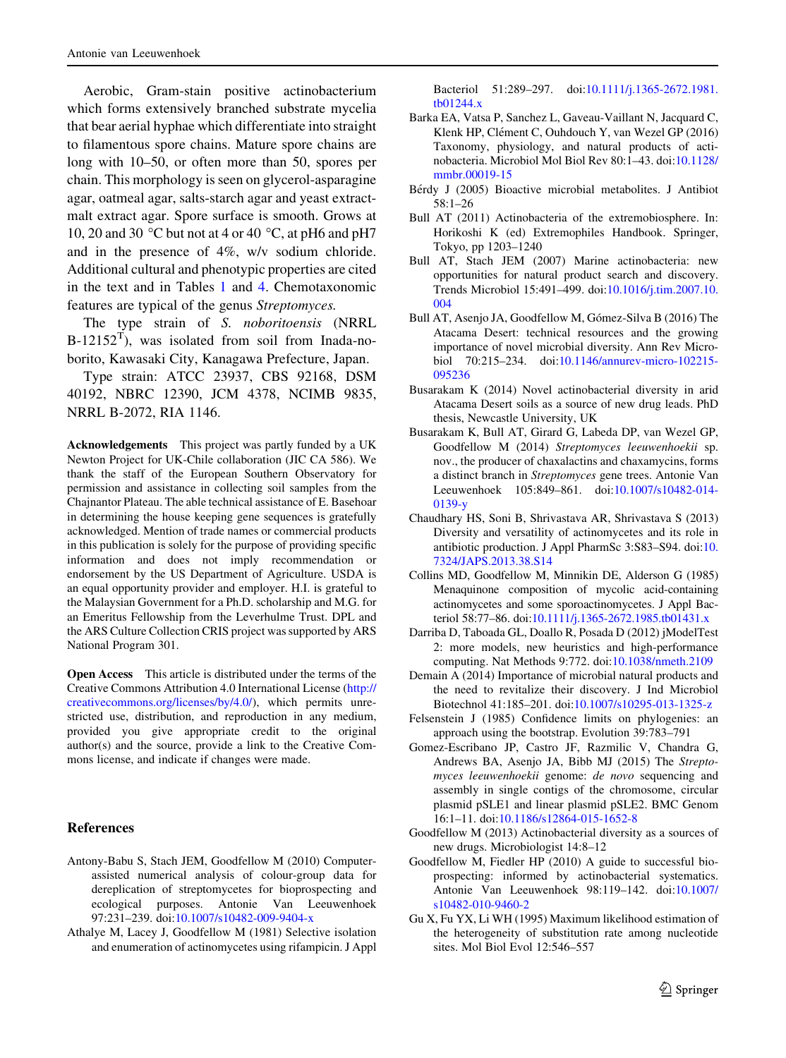Aerobic, Gram-stain positive actinobacterium which forms extensively branched substrate mycelia that bear aerial hyphae which differentiate into straight to filamentous spore chains. Mature spore chains are long with 10–50, or often more than 50, spores per chain. This morphology is seen on glycerol-asparagine agar, oatmeal agar, salts-starch agar and yeast extract-malt extract agar. Spore surface is smooth. Grows at 10, 20 and 30 °C but not at 4 or 40 °C, at pH6 and pH7 and in the presence of 4%, w/v sodium chloride. Additional cultural and phenotypic properties are cited in the text and in Tables 1 and 4. Chemotaxonomic features are typical of the genus *Streptomyces.*

The type strain of *S. noboritoensis* (NRRL B-12152[T]), was isolated from soil from Inada-noborito, Kawasaki City, Kanagawa Prefecture, Japan.

Type strain: ATCC 23937, CBS 92168, DSM 40192, NBRC 12390, JCM 4378, NCIMB 9835, NRRL B-2072, RIA 1146.

**Acknowledgements** This project was partly funded by a UK Newton Project for UK-Chile collaboration (JIC CA 586). We thank the staff of the European Southern Observatory for permission and assistance in collecting soil samples from the Chajnantor Plateau. The able technical assistance of E. Basehoar in determining the house keeping gene sequences is gratefully acknowledged. Mention of trade names or commercial products in this publication is solely for the purpose of providing specific information and does not imply recommendation or endorsement by the US Department of Agriculture. USDA is an equal opportunity provider and employer. H.I. is grateful to the Malaysian Government for a Ph.D. scholarship and M.G. for an Emeritus Fellowship from the Leverhulme Trust. DPL and the ARS Culture Collection CRIS project was supported by ARS National Program 301.

**Open Access** This article is distributed under the terms of the Creative Commons Attribution 4.0 International License (http://creativecommons.org/licenses/by/4.0/), which permits unrestricted use, distribution, and reproduction in any medium, provided you give appropriate credit to the original author(s) and the source, provide a link to the Creative Commons license, and indicate if changes were made.

## References

Antony-Babu S, Stach JEM, Goodfellow M (2010) Computer-assisted numerical analysis of colour-group data for dereplication of streptomycetes for bioprospecting and ecological purposes. Antonie Van Leeuwenhoek 97:231–239. doi:10.1007/s10482-009-9404-x

Athalye M, Lacey J, Goodfellow M (1981) Selective isolation and enumeration of actinomycetes using rifampicin. J Appl Bacteriol 51:289–297. doi:10.1111/j.1365-2672.1981.tb01244.x

Barka EA, Vatsa P, Sanchez L, Gaveau-Vaillant N, Jacquard C, Klenk HP, Clément C, Ouhdouch Y, van Wezel GP (2016) Taxonomy, physiology, and natural products of actinobacteria. Microbiol Mol Biol Rev 80:1–43. doi:10.1128/mmbr.00019-15

Bérdy J (2005) Bioactive microbial metabolites. J Antibiot 58:1–26

Bull AT (2011) Actinobacteria of the extremobiosphere. In: Horikoshi K (ed) Extremophiles Handbook. Springer, Tokyo, pp 1203–1240

Bull AT, Stach JEM (2007) Marine actinobacteria: new opportunities for natural product search and discovery. Trends Microbiol 15:491–499. doi:10.1016/j.tim.2007.10.004

Bull AT, Asenjo JA, Goodfellow M, Gómez-Silva B (2016) The Atacama Desert: technical resources and the growing importance of novel microbial diversity. Ann Rev Microbiol 70:215–234. doi:10.1146/annurev-micro-102215-095236

Busarakam K (2014) Novel actinobacterial diversity in arid Atacama Desert soils as a source of new drug leads. PhD thesis, Newcastle University, UK

Busarakam K, Bull AT, Girard G, Labeda DP, van Wezel GP, Goodfellow M (2014) *Streptomyces leeuwenhoekii* sp. nov., the producer of chaxalactins and chaxamycins, forms a distinct branch in *Streptomyces* gene trees. Antonie Van Leeuwenhoek 105:849–861. doi:10.1007/s10482-014-0139-y

Chaudhary HS, Soni B, Shrivastava AR, Shrivastava S (2013) Diversity and versatility of actinomycetes and its role in antibiotic production. J Appl PharmSc 3:S83–S94. doi:10.7324/JAPS.2013.38.S14

Collins MD, Goodfellow M, Minnikin DE, Alderson G (1985) Menaquinone composition of mycolic acid-containing actinomycetes and some sporoactinomycetes. J Appl Bacteriol 58:77–86. doi:10.1111/j.1365-2672.1985.tb01431.x

Darriba D, Taboada GL, Doallo R, Posada D (2012) jModelTest 2: more models, new heuristics and high-performance computing. Nat Methods 9:772. doi:10.1038/nmeth.2109

Demain A (2014) Importance of microbial natural products and the need to revitalize their discovery. J Ind Microbiol Biotechnol 41:185–201. doi:10.1007/s10295-013-1325-z

Felsenstein J (1985) Confidence limits on phylogenies: an approach using the bootstrap. Evolution 39:783–791

Gomez-Escribano JP, Castro JF, Razmilic V, Chandra G, Andrews BA, Asenjo JA, Bibb MJ (2015) The *Streptomyces leeuwenhoekii* genome: *de novo* sequencing and assembly in single contigs of the chromosome, circular plasmid pSLE1 and linear plasmid pSLE2. BMC Genom 16:1–11. doi:10.1186/s12864-015-1652-8

Goodfellow M (2013) Actinobacterial diversity as a sources of new drugs. Microbiologist 14:8–12

Goodfellow M, Fiedler HP (2010) A guide to successful bioprospecting: informed by actinobacterial systematics. Antonie Van Leeuwenhoek 98:119–142. doi:10.1007/s10482-010-9460-2

Gu X, Fu YX, Li WH (1995) Maximum likelihood estimation of the heterogeneity of substitution rate among nucleotide sites. Mol Biol Evol 12:546–557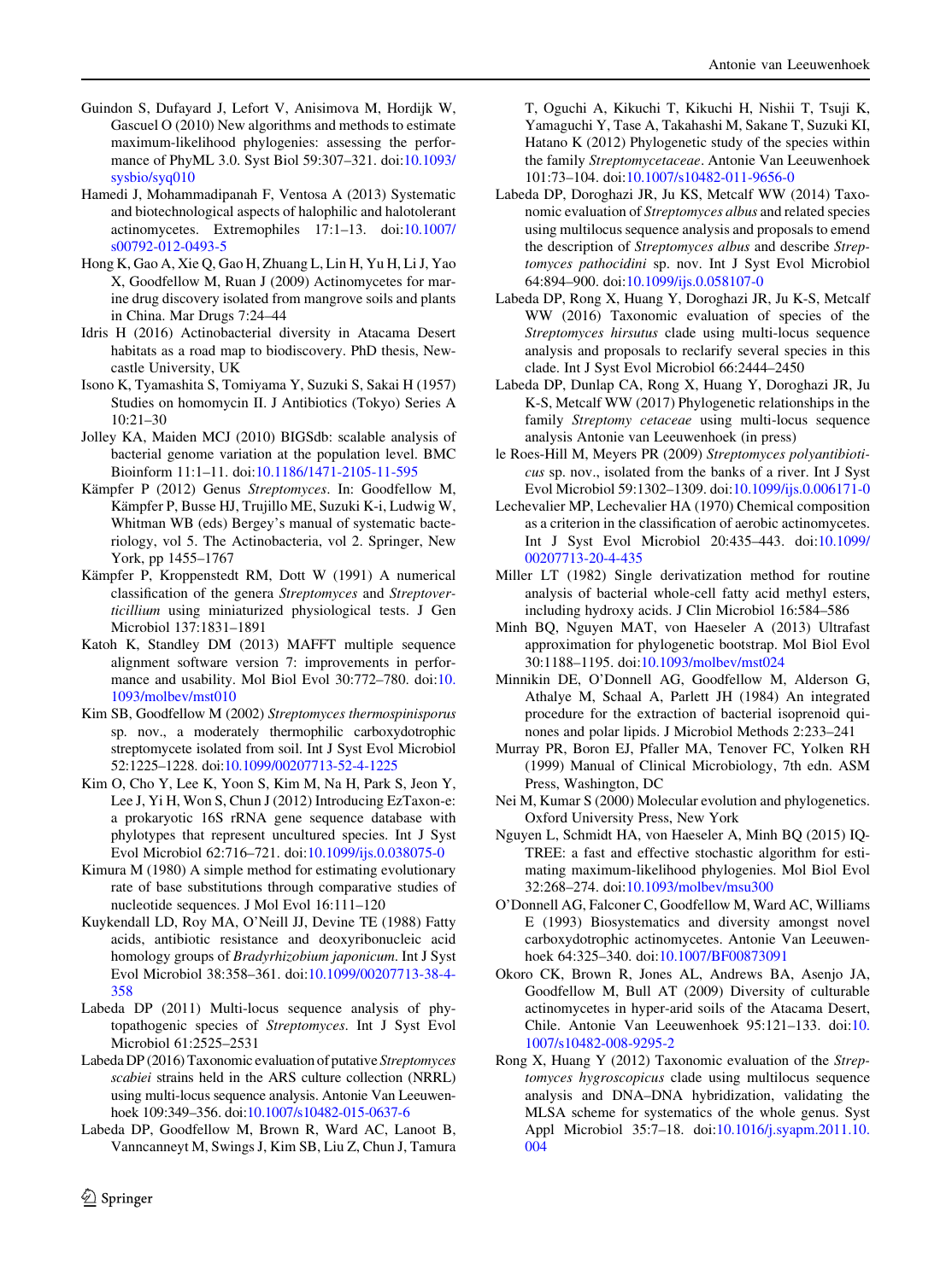Guindon S, Dufayard J, Lefort V, Anisimova M, Hordijk W, Gascuel O (2010) New algorithms and methods to estimate maximum-likelihood phylogenies: assessing the performance of PhyML 3.0. Syst Biol 59:307–321. doi:10.1093/sysbio/syq010

Hamedi J, Mohammadipanah F, Ventosa A (2013) Systematic and biotechnological aspects of halophilic and halotolerant actinomycetes. Extremophiles 17:1–13. doi:10.1007/s00792-012-0493-5

Hong K, Gao A, Xie Q, Gao H, Zhuang L, Lin H, Yu H, Li J, Yao X, Goodfellow M, Ruan J (2009) Actinomycetes for marine drug discovery isolated from mangrove soils and plants in China. Mar Drugs 7:24–44

Idris H (2016) Actinobacterial diversity in Atacama Desert habitats as a road map to biodiscovery. PhD thesis, Newcastle University, UK

Isono K, Tyamashita S, Tomiyama Y, Suzuki S, Sakai H (1957) Studies on homomycin II. J Antibiotics (Tokyo) Series A 10:21–30

Jolley KA, Maiden MCJ (2010) BIGSdb: scalable analysis of bacterial genome variation at the population level. BMC Bioinform 11:1–11. doi:10.1186/1471-2105-11-595

Kämpfer P (2012) Genus *Streptomyces*. In: Goodfellow M, Kämpfer P, Busse HJ, Trujillo ME, Suzuki K-i, Ludwig W, Whitman WB (eds) Bergey's manual of systematic bacteriology, vol 5. The Actinobacteria, vol 2. Springer, New York, pp 1455–1767

Kämpfer P, Kroppenstedt RM, Dott W (1991) A numerical classification of the genera *Streptomyces* and *Streptoverticillium* using miniaturized physiological tests. J Gen Microbiol 137:1831–1891

Katoh K, Standley DM (2013) MAFFT multiple sequence alignment software version 7: improvements in performance and usability. Mol Biol Evol 30:772–780. doi:10.1093/molbev/mst010

Kim SB, Goodfellow M (2002) *Streptomyces thermospinisporus* sp. nov., a moderately thermophilic carboxydotrophic streptomycete isolated from soil. Int J Syst Evol Microbiol 52:1225–1228. doi:10.1099/00207713-52-4-1225

Kim O, Cho Y, Lee K, Yoon S, Kim M, Na H, Park S, Jeon Y, Lee J, Yi H, Won S, Chun J (2012) Introducing EzTaxon-e: a prokaryotic 16S rRNA gene sequence database with phylotypes that represent uncultured species. Int J Syst Evol Microbiol 62:716–721. doi:10.1099/ijs.0.038075-0

Kimura M (1980) A simple method for estimating evolutionary rate of base substitutions through comparative studies of nucleotide sequences. J Mol Evol 16:111–120

Kuykendall LD, Roy MA, O'Neill JJ, Devine TE (1988) Fatty acids, antibiotic resistance and deoxyribonucleic acid homology groups of *Bradyrhizobium japonicum*. Int J Syst Evol Microbiol 38:358–361. doi:10.1099/00207713-38-4-358

Labeda DP (2011) Multi-locus sequence analysis of phytopathogenic species of *Streptomyces*. Int J Syst Evol Microbiol 61:2525–2531

Labeda DP (2016) Taxonomic evaluation of putative *Streptomyces scabiei* strains held in the ARS culture collection (NRRL) using multi-locus sequence analysis. Antonie Van Leeuwenhoek 109:349–356. doi:10.1007/s10482-015-0637-6

Labeda DP, Goodfellow M, Brown R, Ward AC, Lanoot B, Vanncanneyt M, Swings J, Kim SB, Liu Z, Chun J, Tamura T, Oguchi A, Kikuchi T, Kikuchi H, Nishii T, Tsuji K, Yamaguchi Y, Tase A, Takahashi M, Sakane T, Suzuki KI, Hatano K (2012) Phylogenetic study of the species within the family *Streptomycetaceae*. Antonie Van Leeuwenhoek 101:73–104. doi:10.1007/s10482-011-9656-0

Labeda DP, Doroghazi JR, Ju KS, Metcalf WW (2014) Taxonomic evaluation of *Streptomyces albus* and related species using multilocus sequence analysis and proposals to emend the description of *Streptomyces albus* and describe *Streptomyces pathocidini* sp. nov. Int J Syst Evol Microbiol 64:894–900. doi:10.1099/ijs.0.058107-0

Labeda DP, Rong X, Huang Y, Doroghazi JR, Ju K-S, Metcalf WW (2016) Taxonomic evaluation of species of the *Streptomyces hirsutus* clade using multi-locus sequence analysis and proposals to reclarify several species in this clade. Int J Syst Evol Microbiol 66:2444–2450

Labeda DP, Dunlap CA, Rong X, Huang Y, Doroghazi JR, Ju K-S, Metcalf WW (2017) Phylogenetic relationships in the family *Streptomy cetaceae* using multi-locus sequence analysis Antonie van Leeuwenhoek (in press)

le Roes-Hill M, Meyers PR (2009) *Streptomyces polyantibioticus* sp. nov., isolated from the banks of a river. Int J Syst Evol Microbiol 59:1302–1309. doi:10.1099/ijs.0.006171-0

Lechevalier MP, Lechevalier HA (1970) Chemical composition as a criterion in the classification of aerobic actinomycetes. Int J Syst Evol Microbiol 20:435–443. doi:10.1099/00207713-20-4-435

Miller LT (1982) Single derivatization method for routine analysis of bacterial whole-cell fatty acid methyl esters, including hydroxy acids. J Clin Microbiol 16:584–586

Minh BQ, Nguyen MAT, von Haeseler A (2013) Ultrafast approximation for phylogenetic bootstrap. Mol Biol Evol 30:1188–1195. doi:10.1093/molbev/mst024

Minnikin DE, O'Donnell AG, Goodfellow M, Alderson G, Athalye M, Schaal A, Parlett JH (1984) An integrated procedure for the extraction of bacterial isoprenoid quinones and polar lipids. J Microbiol Methods 2:233–241

Murray PR, Boron EJ, Pfaller MA, Tenover FC, Yolken RH (1999) Manual of Clinical Microbiology, 7th edn. ASM Press, Washington, DC

Nei M, Kumar S (2000) Molecular evolution and phylogenetics. Oxford University Press, New York

Nguyen L, Schmidt HA, von Haeseler A, Minh BQ (2015) IQ-TREE: a fast and effective stochastic algorithm for estimating maximum-likelihood phylogenies. Mol Biol Evol 32:268–274. doi:10.1093/molbev/msu300

O'Donnell AG, Falconer C, Goodfellow M, Ward AC, Williams E (1993) Biosystematics and diversity amongst novel carboxydotrophic actinomycetes. Antonie Van Leeuwenhoek 64:325–340. doi:10.1007/BF00873091

Okoro CK, Brown R, Jones AL, Andrews BA, Asenjo JA, Goodfellow M, Bull AT (2009) Diversity of culturable actinomycetes in hyper-arid soils of the Atacama Desert, Chile. Antonie Van Leeuwenhoek 95:121–133. doi:10.1007/s10482-008-9295-2

Rong X, Huang Y (2012) Taxonomic evaluation of the *Streptomyces hygroscopicus* clade using multilocus sequence analysis and DNA–DNA hybridization, validating the MLSA scheme for systematics of the whole genus. Syst Appl Microbiol 35:7–18. doi:10.1016/j.syapm.2011.10.004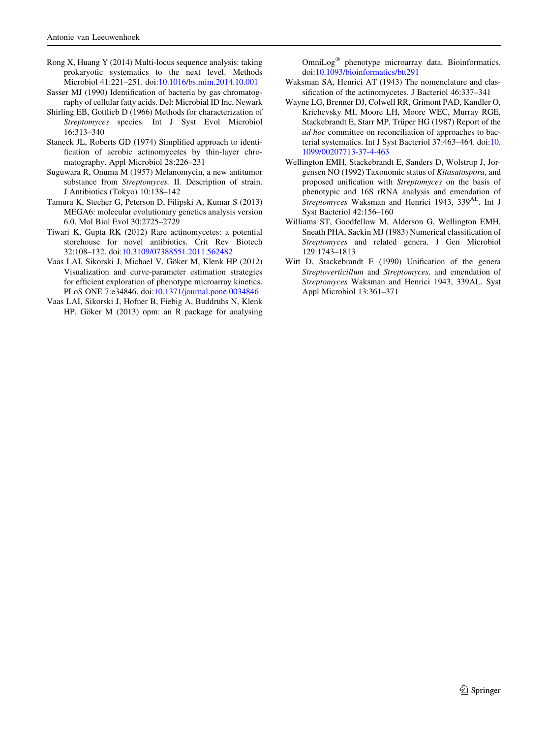Rong X, Huang Y (2014) Multi-locus sequence analysis: taking prokaryotic systematics to the next level. Methods Microbiol 41:221–251. doi:10.1016/bs.mim.2014.10.001

Sasser MJ (1990) Identification of bacteria by gas chromatography of cellular fatty acids. Del: Microbial ID Inc, Newark

Shirling EB, Gottlieb D (1966) Methods for characterization of *Streptomyces* species. Int J Syst Evol Microbiol 16:313–340

Staneck JL, Roberts GD (1974) Simplified approach to identification of aerobic actinomycetes by thin-layer chromatography. Appl Microbiol 28:226–231

Suguwara R, Onuma M (1957) Melanomycin, a new antitumor substance from *Streptomyces.* II. Description of strain. J Antibiotics (Tokyo) 10:138–142

Tamura K, Stecher G, Peterson D, Filipski A, Kumar S (2013) MEGA6: molecular evolutionary genetics analysis version 6.0. Mol Biol Evol 30:2725–2729

Tiwari K, Gupta RK (2012) Rare actinomycetes: a potential storehouse for novel antibiotics. Crit Rev Biotech 32:108–132. doi:10.3109/07388551.2011.562482

Vaas LAI, Sikorski J, Michael V, Göker M, Klenk HP (2012) Visualization and curve-parameter estimation strategies for efficient exploration of phenotype microarray kinetics. PLoS ONE 7:e34846. doi:10.1371/journal.pone.0034846

Vaas LAI, Sikorski J, Hofner B, Fiebig A, Buddruhs N, Klenk HP, Göker M (2013) opm: an R package for analysing OmniLog® phenotype microarray data. Bioinformatics. doi:10.1093/bioinformatics/btt291

Waksman SA, Henrici AT (1943) The nomenclature and classification of the actinomycetes. J Bacteriol 46:337–341

Wayne LG, Brenner DJ, Colwell RR, Grimont PAD, Kandler O, Krichevsky MI, Moore LH, Moore WEC, Murray RGE, Stackebrandt E, Starr MP, Trüper HG (1987) Report of the *ad hoc* committee on reconciliation of approaches to bacterial systematics. Int J Syst Bacteriol 37:463–464. doi:10.1099/00207713-37-4-463

Wellington EMH, Stackebrandt E, Sanders D, Wolstrup J, Jorgensen NO (1992) Taxonomic status of *Kitasatospora*, and proposed unification with *Streptomyces* on the basis of phenotypic and 16S rRNA analysis and emendation of *Streptomyces* Waksman and Henrici 1943, 339[AL]. Int J Syst Bacteriol 42:156–160

Williams ST, Goodfellow M, Alderson G, Wellington EMH, Sneath PHA, Sackin MJ (1983) Numerical classification of *Streptomyces* and related genera. J Gen Microbiol 129:1743–1813

Witt D, Stackebrandt E (1990) Unification of the genera *Streptoverticillum* and *Streptomyces,* and emendation of *Streptomyces* Waksman and Henrici 1943, 339AL. Syst Appl Microbiol 13:361–371